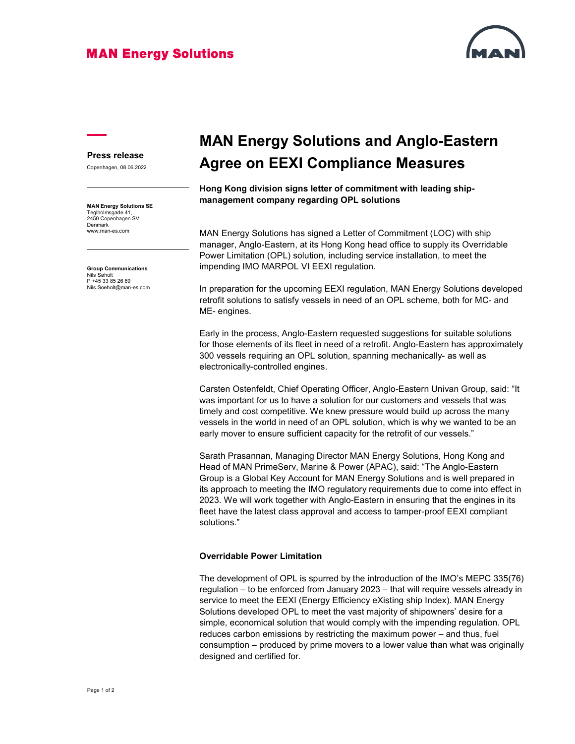MAN Energy Solutions

**Press release**

Copenhagen, 08.06.2022

**MAN Energy Solutions SE**
Teglholmsgade 41,
2450 Copenhagen SV,
Denmark
www.man-es.com

**Group Communications**
Nils Søholt
P +45 33 85 26 69
Nils.Soeholt@man-es.com

# MAN Energy Solutions and Anglo-Eastern Agree on EEXI Compliance Measures

**Hong Kong division signs letter of commitment with leading ship-management company regarding OPL solutions**

MAN Energy Solutions has signed a Letter of Commitment (LOC) with ship manager, Anglo-Eastern, at its Hong Kong head office to supply its Overridable Power Limitation (OPL) solution, including service installation, to meet the impending IMO MARPOL VI EEXI regulation.

In preparation for the upcoming EEXI regulation, MAN Energy Solutions developed retrofit solutions to satisfy vessels in need of an OPL scheme, both for MC- and ME- engines.

Early in the process, Anglo-Eastern requested suggestions for suitable solutions for those elements of its fleet in need of a retrofit. Anglo-Eastern has approximately 300 vessels requiring an OPL solution, spanning mechanically- as well as electronically-controlled engines.

Carsten Ostenfeldt, Chief Operating Officer, Anglo-Eastern Univan Group, said: "It was important for us to have a solution for our customers and vessels that was timely and cost competitive. We knew pressure would build up across the many vessels in the world in need of an OPL solution, which is why we wanted to be an early mover to ensure sufficient capacity for the retrofit of our vessels."

Sarath Prasannan, Managing Director MAN Energy Solutions, Hong Kong and Head of MAN PrimeServ, Marine & Power (APAC), said: "The Anglo-Eastern Group is a Global Key Account for MAN Energy Solutions and is well prepared in its approach to meeting the IMO regulatory requirements due to come into effect in 2023. We will work together with Anglo-Eastern in ensuring that the engines in its fleet have the latest class approval and access to tamper-proof EEXI compliant solutions."

**Overridable Power Limitation**

The development of OPL is spurred by the introduction of the IMO's MEPC 335(76) regulation – to be enforced from January 2023 – that will require vessels already in service to meet the EEXI (Energy Efficiency eXisting ship Index). MAN Energy Solutions developed OPL to meet the vast majority of shipowners' desire for a simple, economical solution that would comply with the impending regulation. OPL reduces carbon emissions by restricting the maximum power – and thus, fuel consumption – produced by prime movers to a lower value than what was originally designed and certified for.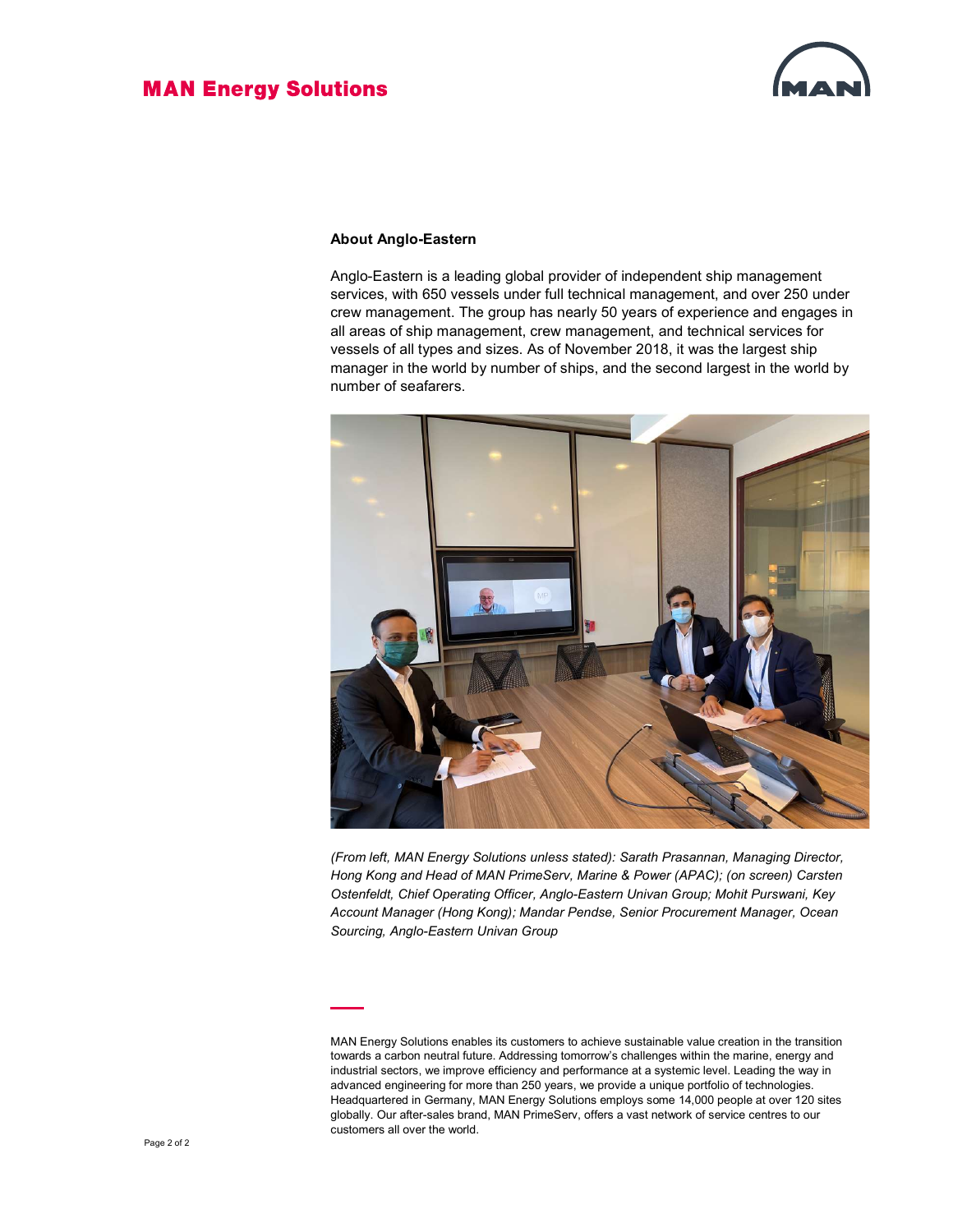### About Anglo-Eastern

Anglo-Eastern is a leading global provider of independent ship management services, with 650 vessels under full technical management, and over 250 under crew management. The group has nearly 50 years of experience and engages in all areas of ship management, crew management, and technical services for vessels of all types and sizes. As of November 2018, it was the largest ship manager in the world by number of ships, and the second largest in the world by number of seafarers.

*(From left, MAN Energy Solutions unless stated): Sarath Prasannan, Managing Director, Hong Kong and Head of MAN PrimeServ, Marine & Power (APAC); (on screen) Carsten Ostenfeldt, Chief Operating Officer, Anglo-Eastern Univan Group; Mohit Purswani, Key Account Manager (Hong Kong); Mandar Pendse, Senior Procurement Manager, Ocean Sourcing, Anglo-Eastern Univan Group*

MAN Energy Solutions enables its customers to achieve sustainable value creation in the transition towards a carbon neutral future. Addressing tomorrow's challenges within the marine, energy and industrial sectors, we improve efficiency and performance at a systemic level. Leading the way in advanced engineering for more than 250 years, we provide a unique portfolio of technologies. Headquartered in Germany, MAN Energy Solutions employs some 14,000 people at over 120 sites globally. Our after-sales brand, MAN PrimeServ, offers a vast network of service centres to our customers all over the world.